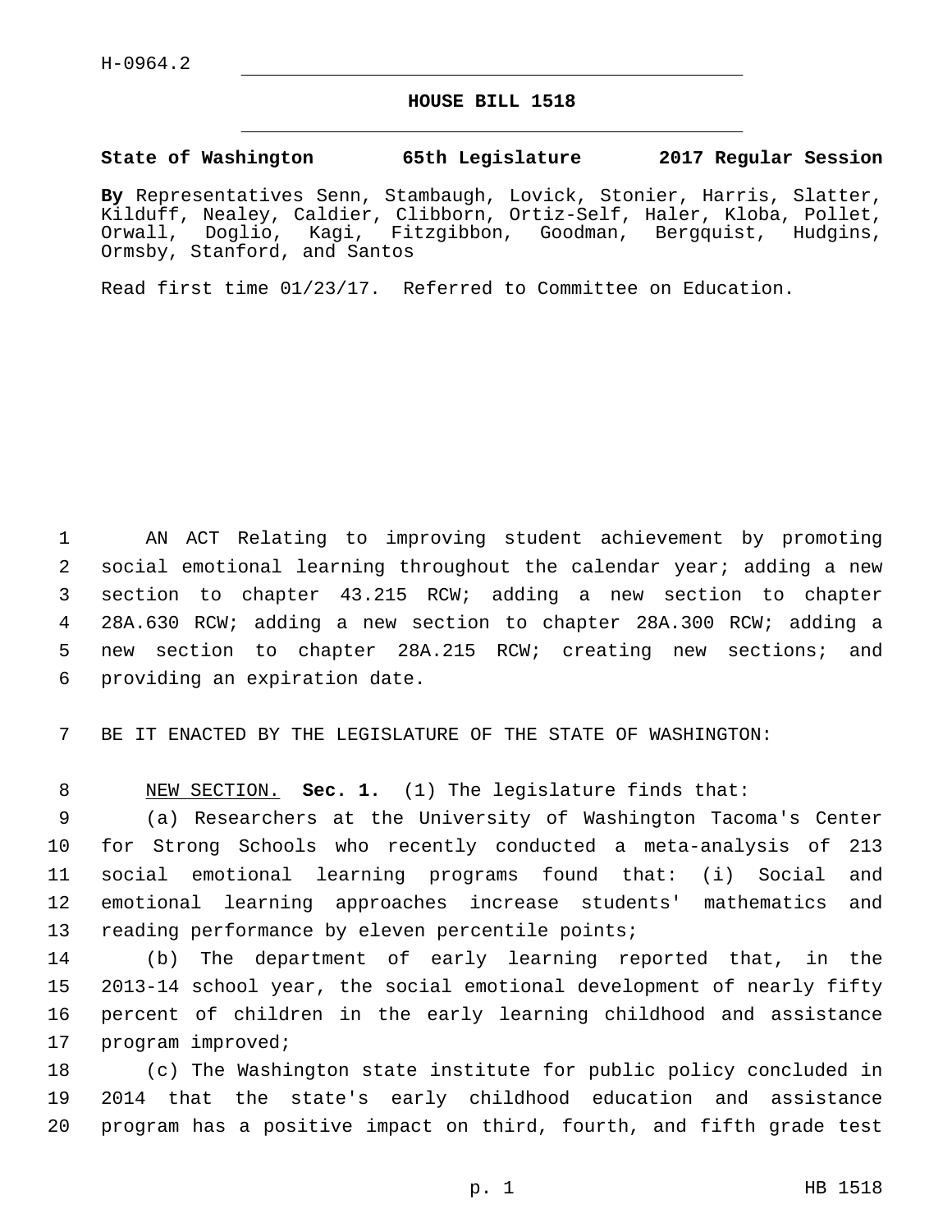H-0964.2

# HOUSE BILL 1518

**State of Washington 65th Legislature 2017 Regular Session**

**By** Representatives Senn, Stambaugh, Lovick, Stonier, Harris, Slatter, Kilduff, Nealey, Caldier, Clibborn, Ortiz-Self, Haler, Kloba, Pollet, Orwall, Doglio, Kagi, Fitzgibbon, Goodman, Bergquist, Hudgins, Ormsby, Stanford, and Santos

Read first time 01/23/17. Referred to Committee on Education.

AN ACT Relating to improving student achievement by promoting social emotional learning throughout the calendar year; adding a new section to chapter 43.215 RCW; adding a new section to chapter 28A.630 RCW; adding a new section to chapter 28A.300 RCW; adding a new section to chapter 28A.215 RCW; creating new sections; and providing an expiration date.

BE IT ENACTED BY THE LEGISLATURE OF THE STATE OF WASHINGTON:

NEW SECTION. **Sec. 1.** (1) The legislature finds that:

(a) Researchers at the University of Washington Tacoma's Center for Strong Schools who recently conducted a meta-analysis of 213 social emotional learning programs found that: (i) Social and emotional learning approaches increase students' mathematics and reading performance by eleven percentile points;

(b) The department of early learning reported that, in the 2013-14 school year, the social emotional development of nearly fifty percent of children in the early learning childhood and assistance program improved;

(c) The Washington state institute for public policy concluded in 2014 that the state's early childhood education and assistance program has a positive impact on third, fourth, and fifth grade test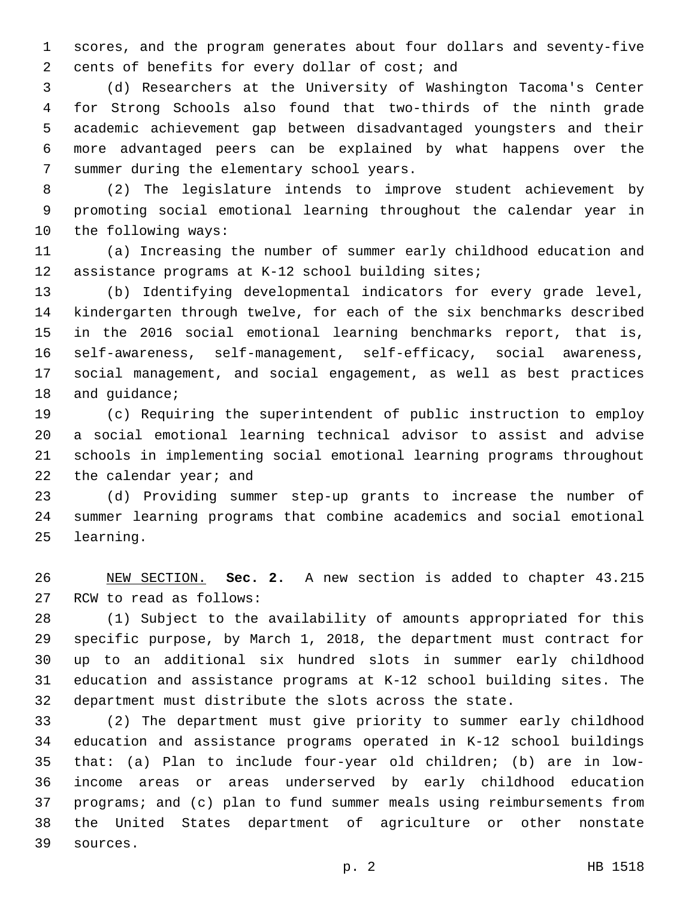scores, and the program generates about four dollars and seventy-five cents of benefits for every dollar of cost; and

(d) Researchers at the University of Washington Tacoma's Center for Strong Schools also found that two-thirds of the ninth grade academic achievement gap between disadvantaged youngsters and their more advantaged peers can be explained by what happens over the summer during the elementary school years.

(2) The legislature intends to improve student achievement by promoting social emotional learning throughout the calendar year in the following ways:

(a) Increasing the number of summer early childhood education and assistance programs at K-12 school building sites;

(b) Identifying developmental indicators for every grade level, kindergarten through twelve, for each of the six benchmarks described in the 2016 social emotional learning benchmarks report, that is, self-awareness, self-management, self-efficacy, social awareness, social management, and social engagement, as well as best practices and guidance;

(c) Requiring the superintendent of public instruction to employ a social emotional learning technical advisor to assist and advise schools in implementing social emotional learning programs throughout the calendar year; and

(d) Providing summer step-up grants to increase the number of summer learning programs that combine academics and social emotional learning.

NEW SECTION. **Sec. 2.** A new section is added to chapter 43.215 RCW to read as follows:

(1) Subject to the availability of amounts appropriated for this specific purpose, by March 1, 2018, the department must contract for up to an additional six hundred slots in summer early childhood education and assistance programs at K-12 school building sites. The department must distribute the slots across the state.

(2) The department must give priority to summer early childhood education and assistance programs operated in K-12 school buildings that: (a) Plan to include four-year old children; (b) are in low-income areas or areas underserved by early childhood education programs; and (c) plan to fund summer meals using reimbursements from the United States department of agriculture or other nonstate sources.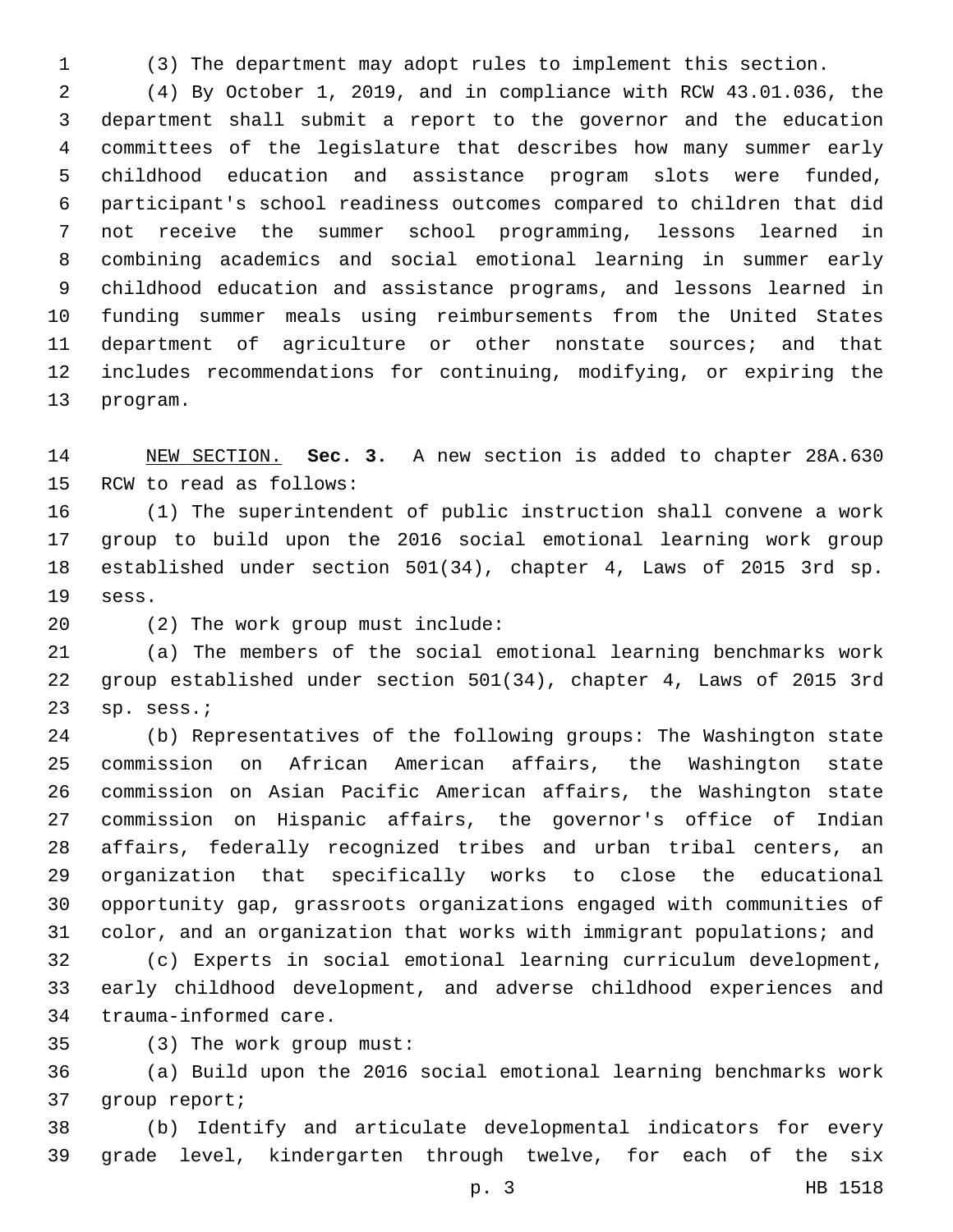(3) The department may adopt rules to implement this section.

(4) By October 1, 2019, and in compliance with RCW 43.01.036, the department shall submit a report to the governor and the education committees of the legislature that describes how many summer early childhood education and assistance program slots were funded, participant's school readiness outcomes compared to children that did not receive the summer school programming, lessons learned in combining academics and social emotional learning in summer early childhood education and assistance programs, and lessons learned in funding summer meals using reimbursements from the United States department of agriculture or other nonstate sources; and that includes recommendations for continuing, modifying, or expiring the program.

NEW SECTION. **Sec. 3.** A new section is added to chapter 28A.630 RCW to read as follows:

(1) The superintendent of public instruction shall convene a work group to build upon the 2016 social emotional learning work group established under section 501(34), chapter 4, Laws of 2015 3rd sp. sess.

(2) The work group must include:

(a) The members of the social emotional learning benchmarks work group established under section 501(34), chapter 4, Laws of 2015 3rd sp. sess.;

(b) Representatives of the following groups: The Washington state commission on African American affairs, the Washington state commission on Asian Pacific American affairs, the Washington state commission on Hispanic affairs, the governor's office of Indian affairs, federally recognized tribes and urban tribal centers, an organization that specifically works to close the educational opportunity gap, grassroots organizations engaged with communities of color, and an organization that works with immigrant populations; and

(c) Experts in social emotional learning curriculum development, early childhood development, and adverse childhood experiences and trauma-informed care.

(3) The work group must:

(a) Build upon the 2016 social emotional learning benchmarks work group report;

(b) Identify and articulate developmental indicators for every grade level, kindergarten through twelve, for each of the six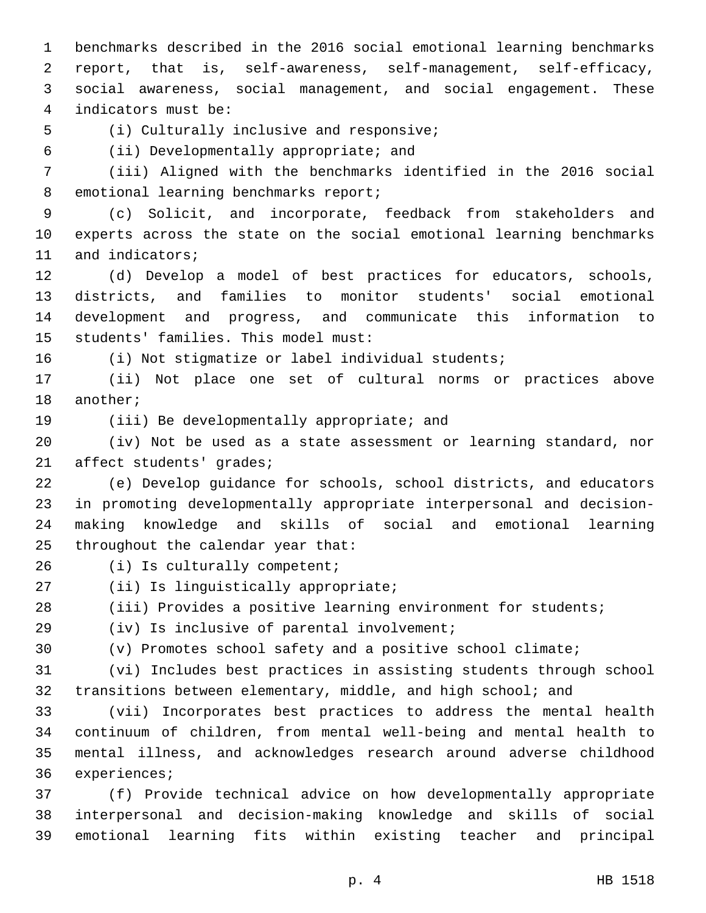benchmarks described in the 2016 social emotional learning benchmarks report, that is, self-awareness, self-management, self-efficacy, social awareness, social management, and social engagement. These indicators must be:

(i) Culturally inclusive and responsive;

(ii) Developmentally appropriate; and

(iii) Aligned with the benchmarks identified in the 2016 social emotional learning benchmarks report;

(c) Solicit, and incorporate, feedback from stakeholders and experts across the state on the social emotional learning benchmarks and indicators;

(d) Develop a model of best practices for educators, schools, districts, and families to monitor students' social emotional development and progress, and communicate this information to students' families. This model must:

(i) Not stigmatize or label individual students;

(ii) Not place one set of cultural norms or practices above another;

(iii) Be developmentally appropriate; and

(iv) Not be used as a state assessment or learning standard, nor affect students' grades;

(e) Develop guidance for schools, school districts, and educators in promoting developmentally appropriate interpersonal and decision-making knowledge and skills of social and emotional learning throughout the calendar year that:

(i) Is culturally competent;

(ii) Is linguistically appropriate;

(iii) Provides a positive learning environment for students;

(iv) Is inclusive of parental involvement;

(v) Promotes school safety and a positive school climate;

(vi) Includes best practices in assisting students through school transitions between elementary, middle, and high school; and

(vii) Incorporates best practices to address the mental health continuum of children, from mental well-being and mental health to mental illness, and acknowledges research around adverse childhood experiences;

(f) Provide technical advice on how developmentally appropriate interpersonal and decision-making knowledge and skills of social emotional learning fits within existing teacher and principal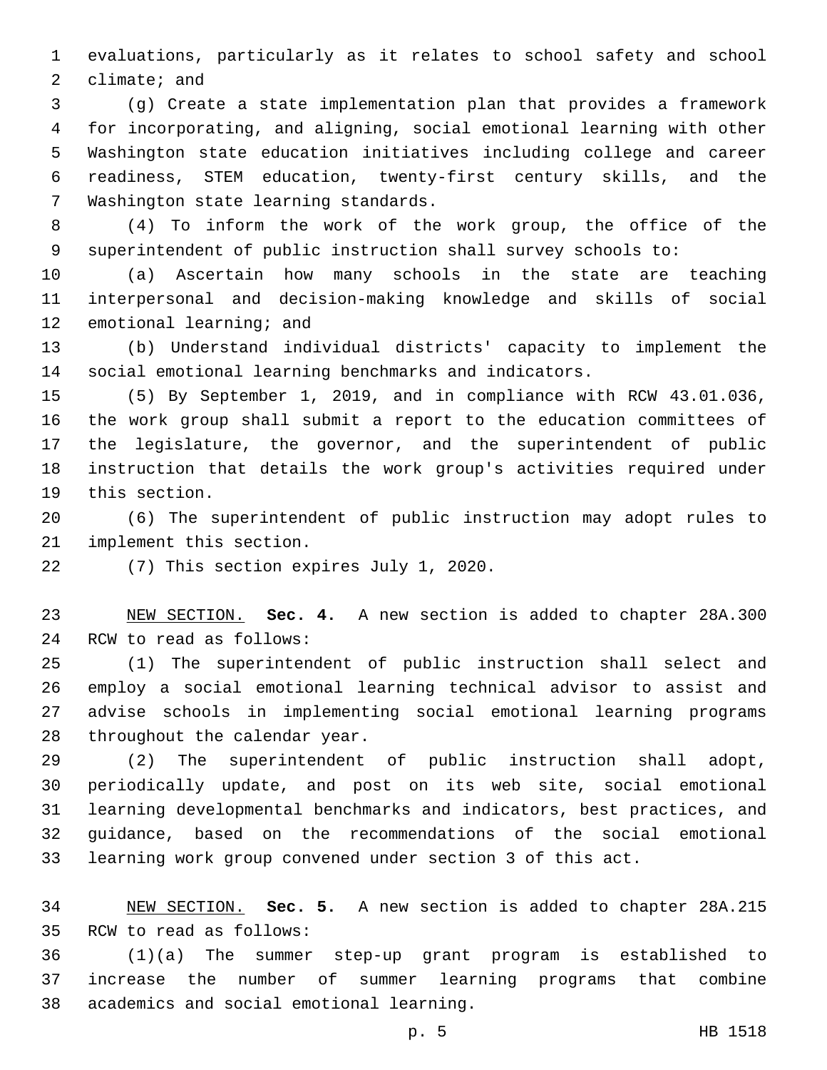evaluations, particularly as it relates to school safety and school climate; and

(g) Create a state implementation plan that provides a framework for incorporating, and aligning, social emotional learning with other Washington state education initiatives including college and career readiness, STEM education, twenty-first century skills, and the Washington state learning standards.

(4) To inform the work of the work group, the office of the superintendent of public instruction shall survey schools to:

(a) Ascertain how many schools in the state are teaching interpersonal and decision-making knowledge and skills of social emotional learning; and

(b) Understand individual districts' capacity to implement the social emotional learning benchmarks and indicators.

(5) By September 1, 2019, and in compliance with RCW 43.01.036, the work group shall submit a report to the education committees of the legislature, the governor, and the superintendent of public instruction that details the work group's activities required under this section.

(6) The superintendent of public instruction may adopt rules to implement this section.

(7) This section expires July 1, 2020.

NEW SECTION. **Sec. 4.** A new section is added to chapter 28A.300 RCW to read as follows:

(1) The superintendent of public instruction shall select and employ a social emotional learning technical advisor to assist and advise schools in implementing social emotional learning programs throughout the calendar year.

(2) The superintendent of public instruction shall adopt, periodically update, and post on its web site, social emotional learning developmental benchmarks and indicators, best practices, and guidance, based on the recommendations of the social emotional learning work group convened under section 3 of this act.

NEW SECTION. **Sec. 5.** A new section is added to chapter 28A.215 RCW to read as follows:

(1)(a) The summer step-up grant program is established to increase the number of summer learning programs that combine academics and social emotional learning.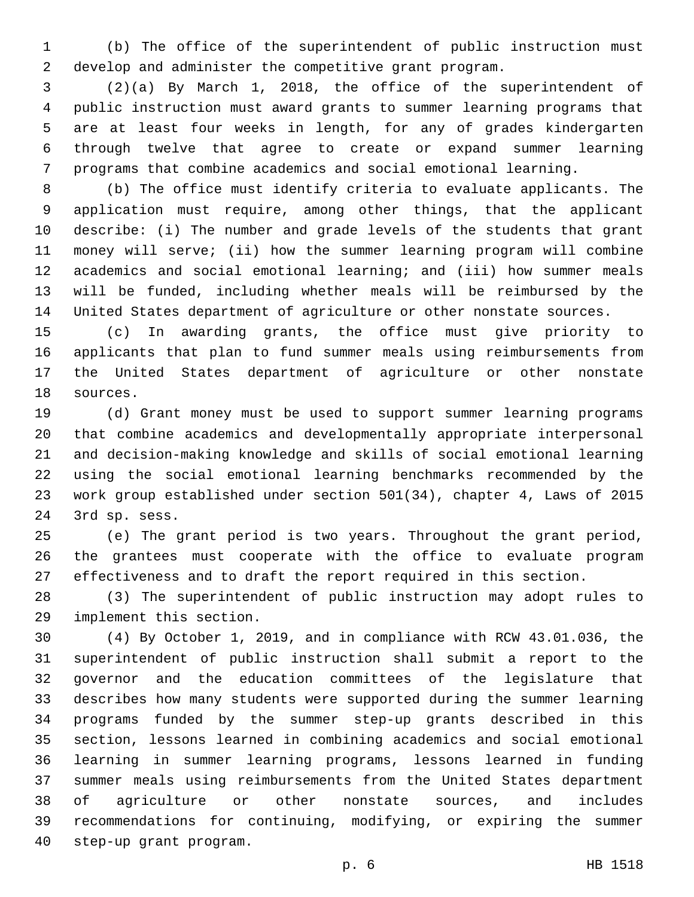(b) The office of the superintendent of public instruction must develop and administer the competitive grant program.

(2)(a) By March 1, 2018, the office of the superintendent of public instruction must award grants to summer learning programs that are at least four weeks in length, for any of grades kindergarten through twelve that agree to create or expand summer learning programs that combine academics and social emotional learning.

(b) The office must identify criteria to evaluate applicants. The application must require, among other things, that the applicant describe: (i) The number and grade levels of the students that grant money will serve; (ii) how the summer learning program will combine academics and social emotional learning; and (iii) how summer meals will be funded, including whether meals will be reimbursed by the United States department of agriculture or other nonstate sources.

(c) In awarding grants, the office must give priority to applicants that plan to fund summer meals using reimbursements from the United States department of agriculture or other nonstate sources.

(d) Grant money must be used to support summer learning programs that combine academics and developmentally appropriate interpersonal and decision-making knowledge and skills of social emotional learning using the social emotional learning benchmarks recommended by the work group established under section 501(34), chapter 4, Laws of 2015 3rd sp. sess.

(e) The grant period is two years. Throughout the grant period, the grantees must cooperate with the office to evaluate program effectiveness and to draft the report required in this section.

(3) The superintendent of public instruction may adopt rules to implement this section.

(4) By October 1, 2019, and in compliance with RCW 43.01.036, the superintendent of public instruction shall submit a report to the governor and the education committees of the legislature that describes how many students were supported during the summer learning programs funded by the summer step-up grants described in this section, lessons learned in combining academics and social emotional learning in summer learning programs, lessons learned in funding summer meals using reimbursements from the United States department of agriculture or other nonstate sources, and includes recommendations for continuing, modifying, or expiring the summer step-up grant program.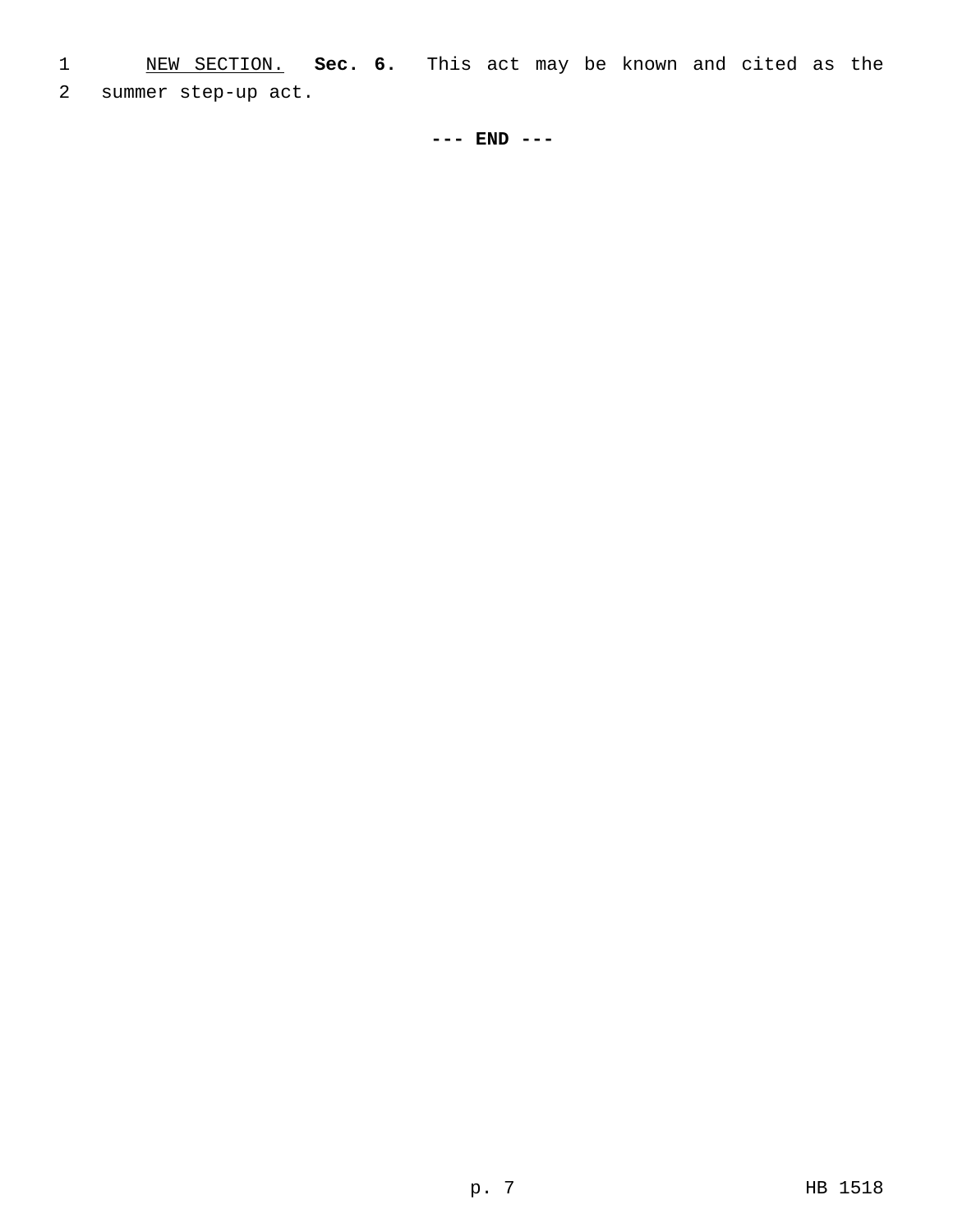NEW SECTION. **Sec. 6.** This act may be known and cited as the summer step-up act.

**--- END ---**